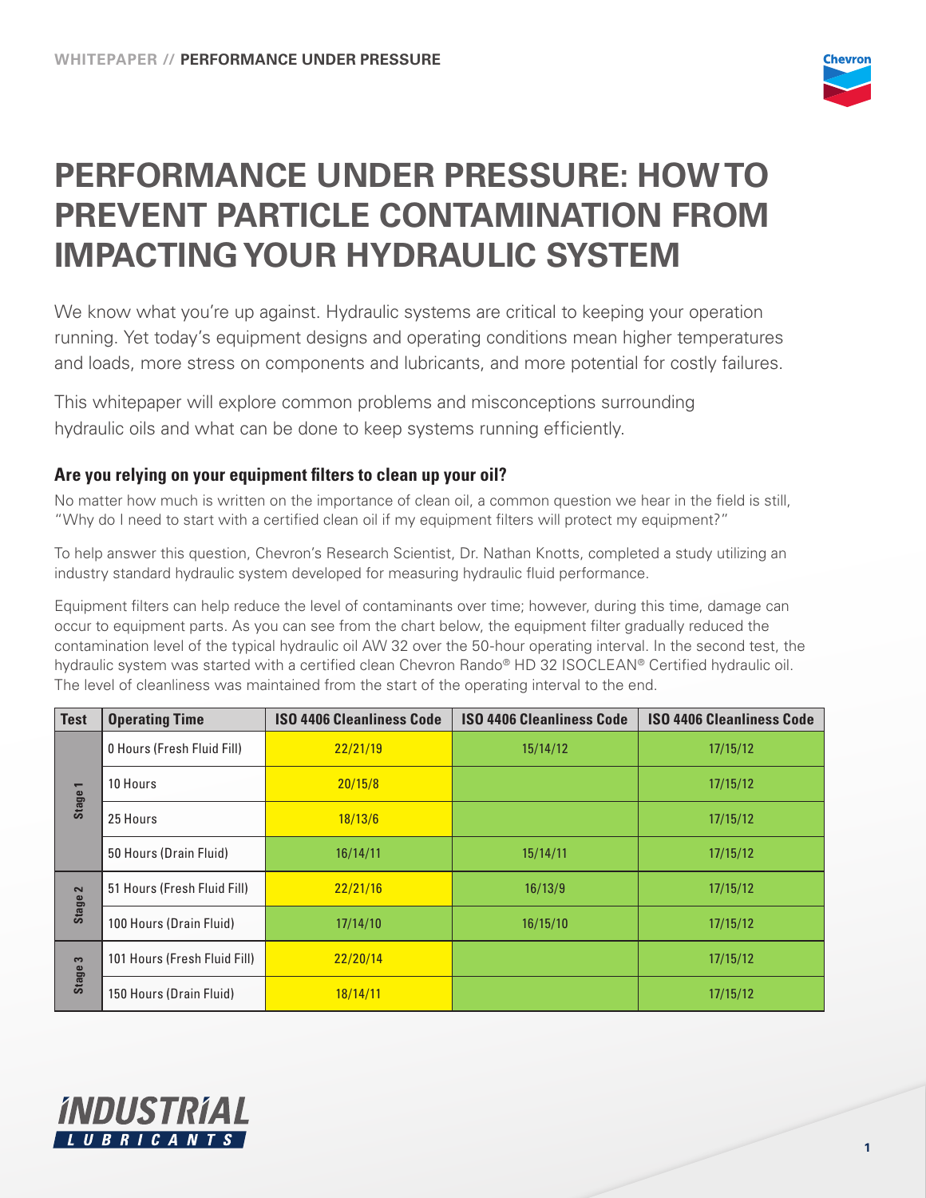# PERFORMANCE UNDER PRESSURE: HOW TO PREVENT PARTICLE CONTAMINATION FROM IMPACTING YOUR HYDRAULIC SYSTEM

We know what you're up against. Hydraulic systems are critical to keeping your operation running. Yet today's equipment designs and operating conditions mean higher temperatures and loads, more stress on components and lubricants, and more potential for costly failures.

This whitepaper will explore common problems and misconceptions surrounding hydraulic oils and what can be done to keep systems running efficiently.

### Are you relying on your equipment filters to clean up your oil?

No matter how much is written on the importance of clean oil, a common question we hear in the field is still, "Why do I need to start with a certified clean oil if my equipment filters will protect my equipment?"

To help answer this question, Chevron's Research Scientist, Dr. Nathan Knotts, completed a study utilizing an industry standard hydraulic system developed for measuring hydraulic fluid performance.

Equipment filters can help reduce the level of contaminants over time; however, during this time, damage can occur to equipment parts. As you can see from the chart below, the equipment filter gradually reduced the contamination level of the typical hydraulic oil AW 32 over the 50-hour operating interval. In the second test, the hydraulic system was started with a certified clean Chevron Rando® HD 32 ISOCLEAN® Certified hydraulic oil. The level of cleanliness was maintained from the start of the operating interval to the end.

| Test | Operating Time | ISO 4406 Cleanliness Code | ISO 4406 Cleanliness Code | ISO 4406 Cleanliness Code |
|---|---|---|---|---|
| Stage 1 | 0 Hours (Fresh Fluid Fill) | 22/21/19 | 15/14/12 | 17/15/12 |
| | 10 Hours | 20/15/8 | | 17/15/12 |
| | 25 Hours | 18/13/6 | | 17/15/12 |
| | 50 Hours (Drain Fluid) | 16/14/11 | 15/14/11 | 17/15/12 |
| Stage 2 | 51 Hours (Fresh Fluid Fill) | 22/21/16 | 16/13/9 | 17/15/12 |
| | 100 Hours (Drain Fluid) | 17/14/10 | 16/15/10 | 17/15/12 |
| Stage 3 | 101 Hours (Fresh Fluid Fill) | 22/20/14 | | 17/15/12 |
| | 150 Hours (Drain Fluid) | 18/14/11 | | 17/15/12 |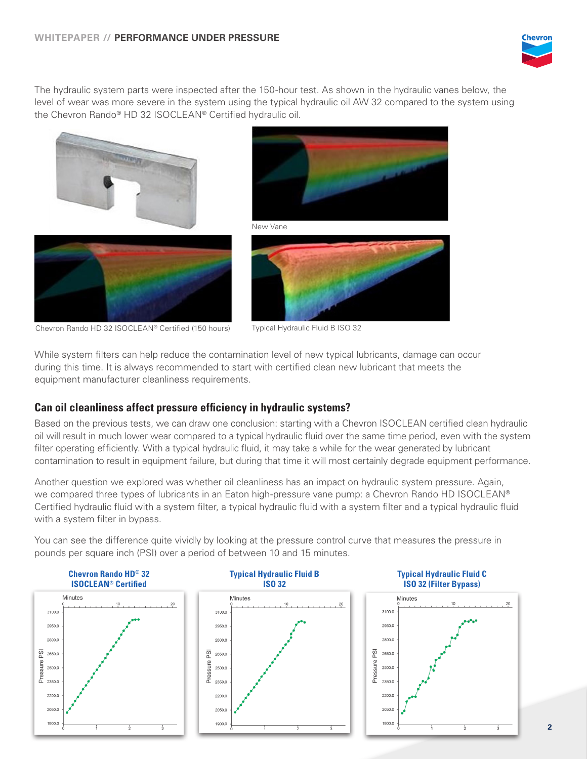The hydraulic system parts were inspected after the 150-hour test. As shown in the hydraulic vanes below, the level of wear was more severe in the system using the typical hydraulic oil AW 32 compared to the system using the Chevron Rando® HD 32 ISOCLEAN® Certified hydraulic oil.

New Vane

Chevron Rando HD 32 ISOCLEAN® Certified (150 hours)

Typical Hydraulic Fluid B ISO 32

While system filters can help reduce the contamination level of new typical lubricants, damage can occur during this time. It is always recommended to start with certified clean new lubricant that meets the equipment manufacturer cleanliness requirements.

## Can oil cleanliness affect pressure efficiency in hydraulic systems?

Based on the previous tests, we can draw one conclusion: starting with a Chevron ISOCLEAN certified clean hydraulic oil will result in much lower wear compared to a typical hydraulic fluid over the same time period, even with the system filter operating efficiently. With a typical hydraulic fluid, it may take a while for the wear generated by lubricant contamination to result in equipment failure, but during that time it will most certainly degrade equipment performance.

Another question we explored was whether oil cleanliness has an impact on hydraulic system pressure. Again, we compared three types of lubricants in an Eaton high-pressure vane pump: a Chevron Rando HD ISOCLEAN® Certified hydraulic fluid with a system filter, a typical hydraulic fluid with a system filter and a typical hydraulic fluid with a system filter in bypass.

You can see the difference quite vividly by looking at the pressure control curve that measures the pressure in pounds per square inch (PSI) over a period of between 10 and 15 minutes.

**Chevron Rando HD® 32 ISOCLEAN® Certified**

**Typical Hydraulic Fluid B ISO 32**

**Typical Hydraulic Fluid C ISO 32 (Filter Bypass)**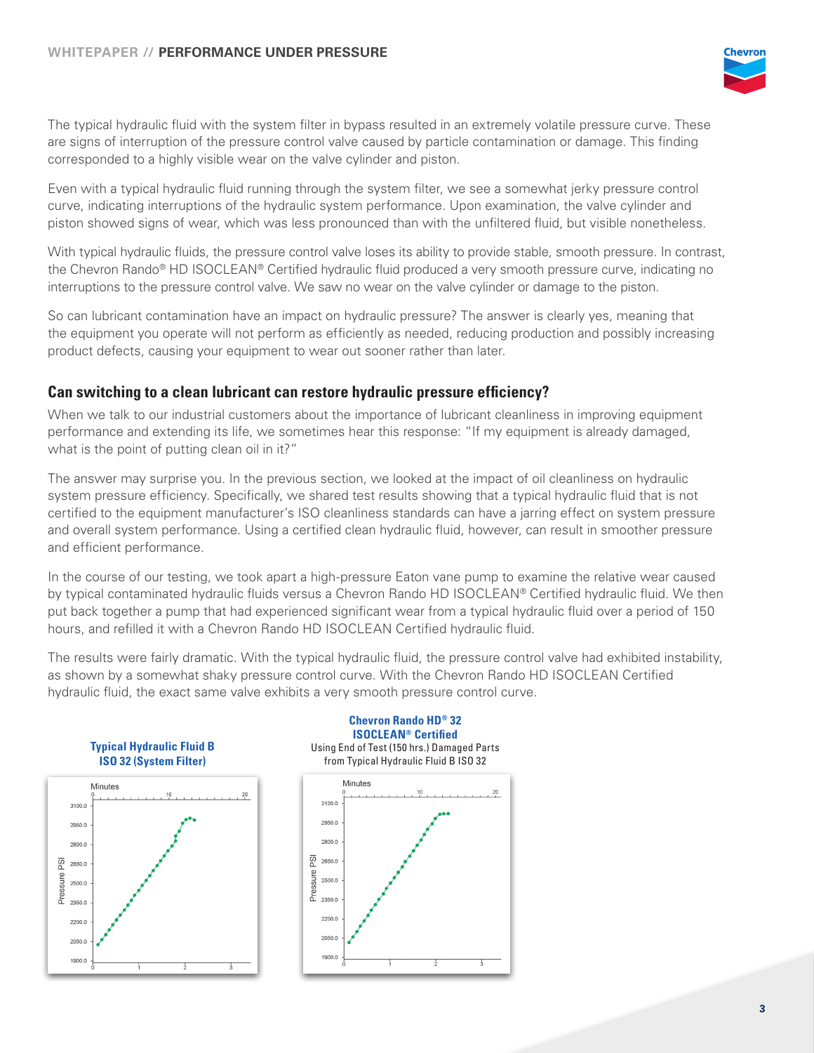The typical hydraulic fluid with the system filter in bypass resulted in an extremely volatile pressure curve. These are signs of interruption of the pressure control valve caused by particle contamination or damage. This finding corresponded to a highly visible wear on the valve cylinder and piston.

Even with a typical hydraulic fluid running through the system filter, we see a somewhat jerky pressure control curve, indicating interruptions of the hydraulic system performance. Upon examination, the valve cylinder and piston showed signs of wear, which was less pronounced than with the unfiltered fluid, but visible nonetheless.

With typical hydraulic fluids, the pressure control valve loses its ability to provide stable, smooth pressure. In contrast, the Chevron Rando® HD ISOCLEAN® Certified hydraulic fluid produced a very smooth pressure curve, indicating no interruptions to the pressure control valve. We saw no wear on the valve cylinder or damage to the piston.

So can lubricant contamination have an impact on hydraulic pressure? The answer is clearly yes, meaning that the equipment you operate will not perform as efficiently as needed, reducing production and possibly increasing product defects, causing your equipment to wear out sooner rather than later.

## Can switching to a clean lubricant can restore hydraulic pressure efficiency?

When we talk to our industrial customers about the importance of lubricant cleanliness in improving equipment performance and extending its life, we sometimes hear this response: "If my equipment is already damaged, what is the point of putting clean oil in it?"

The answer may surprise you. In the previous section, we looked at the impact of oil cleanliness on hydraulic system pressure efficiency. Specifically, we shared test results showing that a typical hydraulic fluid that is not certified to the equipment manufacturer's ISO cleanliness standards can have a jarring effect on system pressure and overall system performance. Using a certified clean hydraulic fluid, however, can result in smoother pressure and efficient performance.

In the course of our testing, we took apart a high-pressure Eaton vane pump to examine the relative wear caused by typical contaminated hydraulic fluids versus a Chevron Rando HD ISOCLEAN® Certified hydraulic fluid. We then put back together a pump that had experienced significant wear from a typical hydraulic fluid over a period of 150 hours, and refilled it with a Chevron Rando HD ISOCLEAN Certified hydraulic fluid.

The results were fairly dramatic. With the typical hydraulic fluid, the pressure control valve had exhibited instability, as shown by a somewhat shaky pressure control curve. With the Chevron Rando HD ISOCLEAN Certified hydraulic fluid, the exact same valve exhibits a very smooth pressure control curve.

**Typical Hydraulic Fluid B ISO 32 (System Filter)**

**Chevron Rando HD® 32 ISOCLEAN® Certified**
Using End of Test (150 hrs.) Damaged Parts from Typical Hydraulic Fluid B ISO 32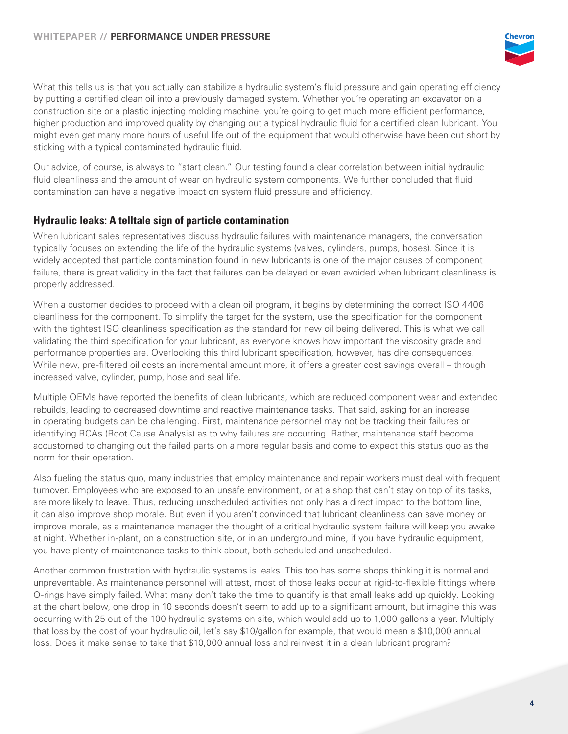What this tells us is that you actually can stabilize a hydraulic system's fluid pressure and gain operating efficiency by putting a certified clean oil into a previously damaged system. Whether you're operating an excavator on a construction site or a plastic injecting molding machine, you're going to get much more efficient performance, higher production and improved quality by changing out a typical hydraulic fluid for a certified clean lubricant. You might even get many more hours of useful life out of the equipment that would otherwise have been cut short by sticking with a typical contaminated hydraulic fluid.

Our advice, of course, is always to "start clean." Our testing found a clear correlation between initial hydraulic fluid cleanliness and the amount of wear on hydraulic system components. We further concluded that fluid contamination can have a negative impact on system fluid pressure and efficiency.

## Hydraulic leaks: A telltale sign of particle contamination

When lubricant sales representatives discuss hydraulic failures with maintenance managers, the conversation typically focuses on extending the life of the hydraulic systems (valves, cylinders, pumps, hoses). Since it is widely accepted that particle contamination found in new lubricants is one of the major causes of component failure, there is great validity in the fact that failures can be delayed or even avoided when lubricant cleanliness is properly addressed.

When a customer decides to proceed with a clean oil program, it begins by determining the correct ISO 4406 cleanliness for the component. To simplify the target for the system, use the specification for the component with the tightest ISO cleanliness specification as the standard for new oil being delivered. This is what we call validating the third specification for your lubricant, as everyone knows how important the viscosity grade and performance properties are. Overlooking this third lubricant specification, however, has dire consequences. While new, pre-filtered oil costs an incremental amount more, it offers a greater cost savings overall – through increased valve, cylinder, pump, hose and seal life.

Multiple OEMs have reported the benefits of clean lubricants, which are reduced component wear and extended rebuilds, leading to decreased downtime and reactive maintenance tasks. That said, asking for an increase in operating budgets can be challenging. First, maintenance personnel may not be tracking their failures or identifying RCAs (Root Cause Analysis) as to why failures are occurring. Rather, maintenance staff become accustomed to changing out the failed parts on a more regular basis and come to expect this status quo as the norm for their operation.

Also fueling the status quo, many industries that employ maintenance and repair workers must deal with frequent turnover. Employees who are exposed to an unsafe environment, or at a shop that can't stay on top of its tasks, are more likely to leave. Thus, reducing unscheduled activities not only has a direct impact to the bottom line, it can also improve shop morale. But even if you aren't convinced that lubricant cleanliness can save money or improve morale, as a maintenance manager the thought of a critical hydraulic system failure will keep you awake at night. Whether in-plant, on a construction site, or in an underground mine, if you have hydraulic equipment, you have plenty of maintenance tasks to think about, both scheduled and unscheduled.

Another common frustration with hydraulic systems is leaks. This too has some shops thinking it is normal and unpreventable. As maintenance personnel will attest, most of those leaks occur at rigid-to-flexible fittings where O-rings have simply failed. What many don't take the time to quantify is that small leaks add up quickly. Looking at the chart below, one drop in 10 seconds doesn't seem to add up to a significant amount, but imagine this was occurring with 25 out of the 100 hydraulic systems on site, which would add up to 1,000 gallons a year. Multiply that loss by the cost of your hydraulic oil, let's say $10/gallon for example, that would mean a $10,000 annual loss. Does it make sense to take that $10,000 annual loss and reinvest it in a clean lubricant program?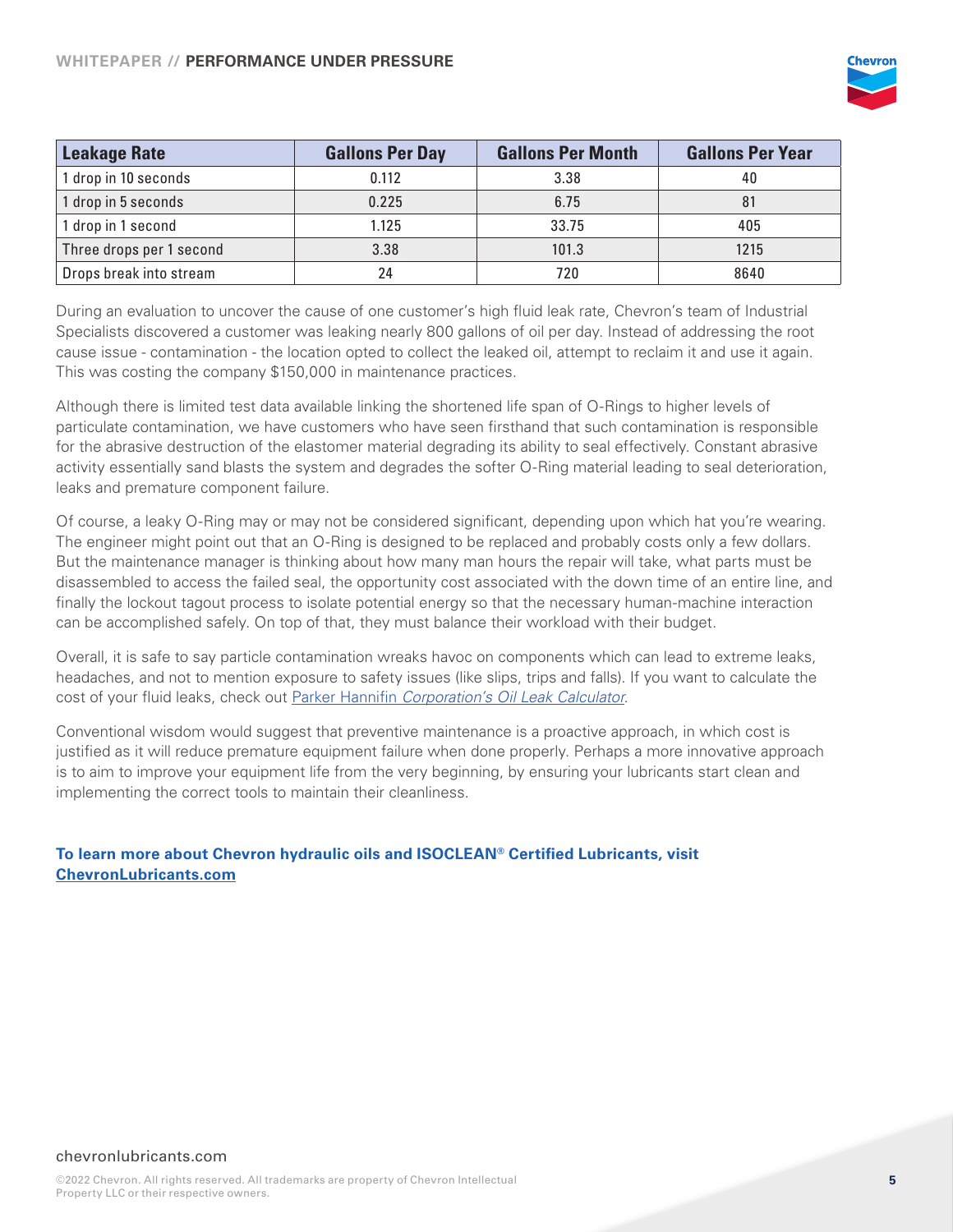| Leakage Rate | Gallons Per Day | Gallons Per Month | Gallons Per Year |
|---|---|---|---|
| 1 drop in 10 seconds | 0.112 | 3.38 | 40 |
| 1 drop in 5 seconds | 0.225 | 6.75 | 81 |
| 1 drop in 1 second | 1.125 | 33.75 | 405 |
| Three drops per 1 second | 3.38 | 101.3 | 1215 |
| Drops break into stream | 24 | 720 | 8640 |

During an evaluation to uncover the cause of one customer's high fluid leak rate, Chevron's team of Industrial Specialists discovered a customer was leaking nearly 800 gallons of oil per day. Instead of addressing the root cause issue - contamination - the location opted to collect the leaked oil, attempt to reclaim it and use it again. This was costing the company $150,000 in maintenance practices.

Although there is limited test data available linking the shortened life span of O-Rings to higher levels of particulate contamination, we have customers who have seen firsthand that such contamination is responsible for the abrasive destruction of the elastomer material degrading its ability to seal effectively. Constant abrasive activity essentially sand blasts the system and degrades the softer O-Ring material leading to seal deterioration, leaks and premature component failure.

Of course, a leaky O-Ring may or may not be considered significant, depending upon which hat you're wearing. The engineer might point out that an O-Ring is designed to be replaced and probably costs only a few dollars. But the maintenance manager is thinking about how many man hours the repair will take, what parts must be disassembled to access the failed seal, the opportunity cost associated with the down time of an entire line, and finally the lockout tagout process to isolate potential energy so that the necessary human-machine interaction can be accomplished safely. On top of that, they must balance their workload with their budget.

Overall, it is safe to say particle contamination wreaks havoc on components which can lead to extreme leaks, headaches, and not to mention exposure to safety issues (like slips, trips and falls). If you want to calculate the cost of your fluid leaks, check out Parker Hannifin *Corporation's Oil Leak Calculator*.

Conventional wisdom would suggest that preventive maintenance is a proactive approach, in which cost is justified as it will reduce premature equipment failure when done properly. Perhaps a more innovative approach is to aim to improve your equipment life from the very beginning, by ensuring your lubricants start clean and implementing the correct tools to maintain their cleanliness.

**To learn more about Chevron hydraulic oils and ISOCLEAN® Certified Lubricants, visit ChevronLubricants.com**

chevronlubricants.com

©2022 Chevron. All rights reserved. All trademarks are property of Chevron Intellectual Property LLC or their respective owners.